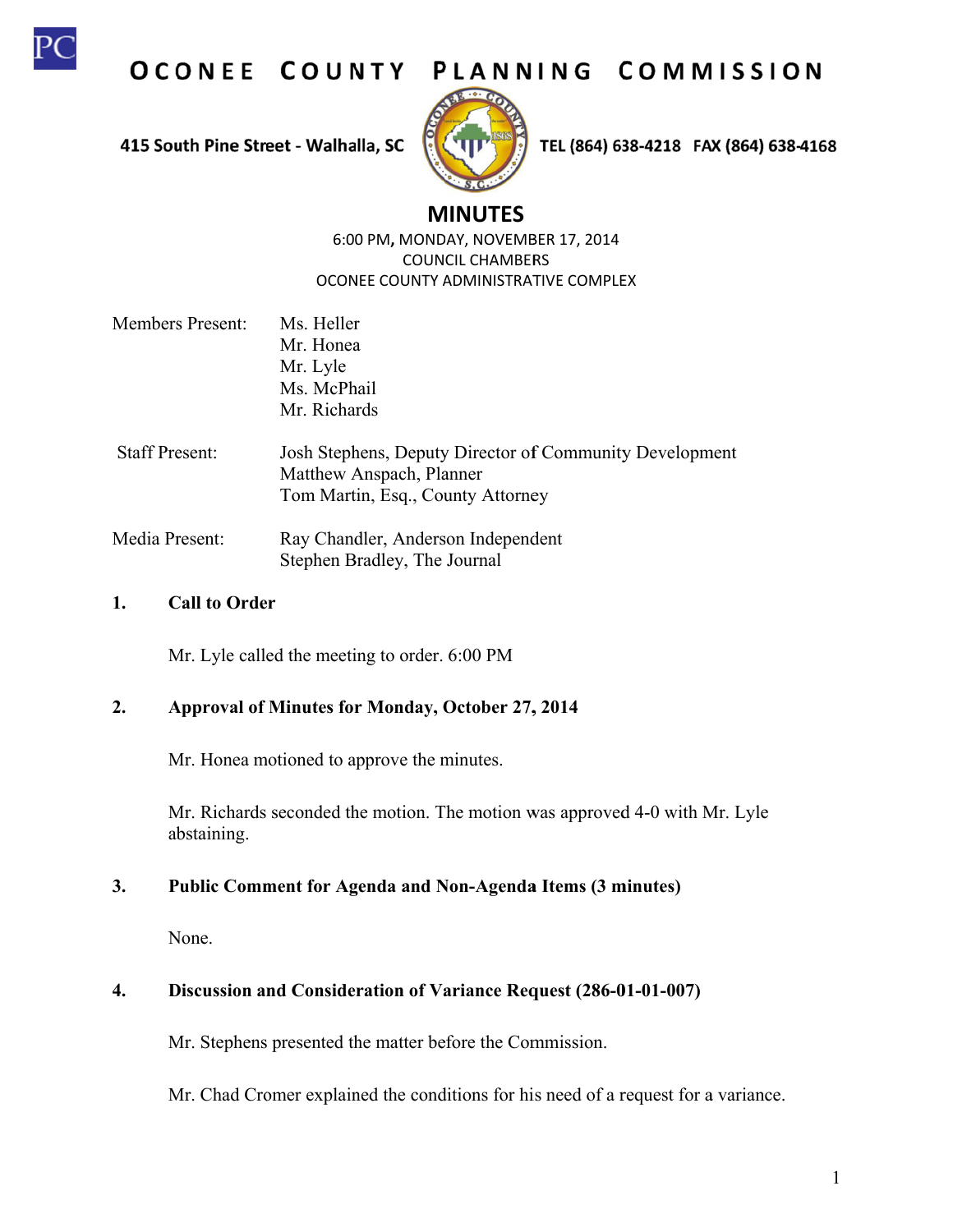# OCONEE COUNTY PLANNING COMMISSION

415 South Pine Street - Walhalla, SC TEL (864) 638-4218 FAX (864) 638-4168

## MINUTES

6:00 PM, MONDAY, NOVEMBER 17, 2014
COUNCIL CHAMBERS
OCONEE COUNTY ADMINISTRATIVE COMPLEX

Members Present: Ms. Heller
Mr. Honea
Mr. Lyle
Ms. McPhail
Mr. Richards

Staff Present: Josh Stephens, Deputy Director of Community Development
Matthew Anspach, Planner
Tom Martin, Esq., County Attorney

Media Present: Ray Chandler, Anderson Independent
Stephen Bradley, The Journal

**1. Call to Order**

Mr. Lyle called the meeting to order. 6:00 PM

**2. Approval of Minutes for Monday, October 27, 2014**

Mr. Honea motioned to approve the minutes.

Mr. Richards seconded the motion. The motion was approved 4-0 with Mr. Lyle abstaining.

**3. Public Comment for Agenda and Non-Agenda Items (3 minutes)**

None.

**4. Discussion and Consideration of Variance Request (286-01-01-007)**

Mr. Stephens presented the matter before the Commission.

Mr. Chad Cromer explained the conditions for his need of a request for a variance.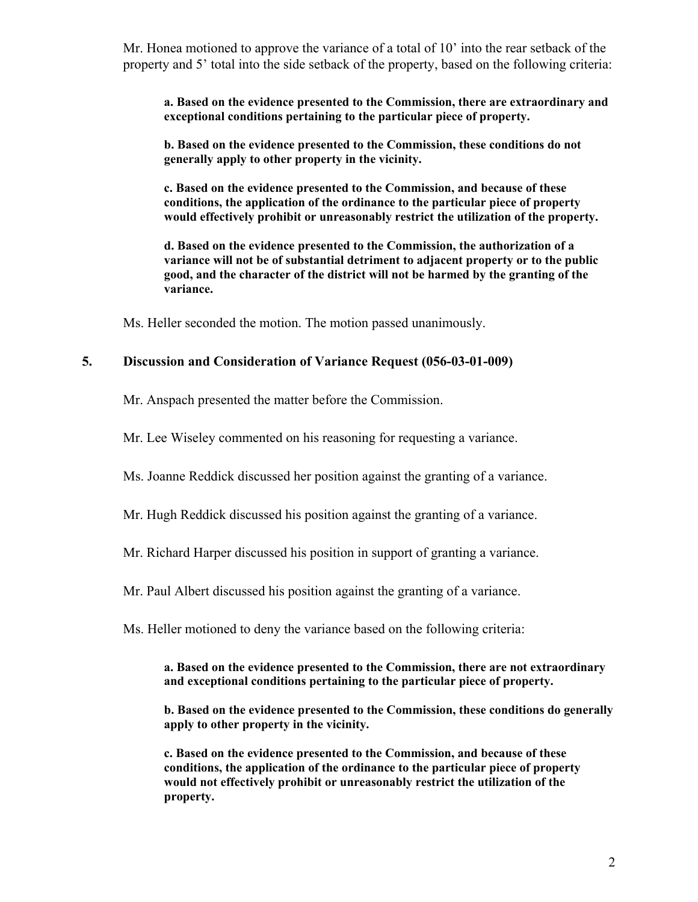Mr. Honea motioned to approve the variance of a total of 10' into the rear setback of the property and 5' total into the side setback of the property, based on the following criteria:

> **a. Based on the evidence presented to the Commission, there are extraordinary and exceptional conditions pertaining to the particular piece of property.**
>
> **b. Based on the evidence presented to the Commission, these conditions do not generally apply to other property in the vicinity.**
>
> **c. Based on the evidence presented to the Commission, and because of these conditions, the application of the ordinance to the particular piece of property would effectively prohibit or unreasonably restrict the utilization of the property.**
>
> **d. Based on the evidence presented to the Commission, the authorization of a variance will not be of substantial detriment to adjacent property or to the public good, and the character of the district will not be harmed by the granting of the variance.**

Ms. Heller seconded the motion. The motion passed unanimously.

## 5. Discussion and Consideration of Variance Request (056-03-01-009)

Mr. Anspach presented the matter before the Commission.

Mr. Lee Wiseley commented on his reasoning for requesting a variance.

Ms. Joanne Reddick discussed her position against the granting of a variance.

Mr. Hugh Reddick discussed his position against the granting of a variance.

Mr. Richard Harper discussed his position in support of granting a variance.

Mr. Paul Albert discussed his position against the granting of a variance.

Ms. Heller motioned to deny the variance based on the following criteria:

> **a. Based on the evidence presented to the Commission, there are not extraordinary and exceptional conditions pertaining to the particular piece of property.**
>
> **b. Based on the evidence presented to the Commission, these conditions do generally apply to other property in the vicinity.**
>
> **c. Based on the evidence presented to the Commission, and because of these conditions, the application of the ordinance to the particular piece of property would not effectively prohibit or unreasonably restrict the utilization of the property.**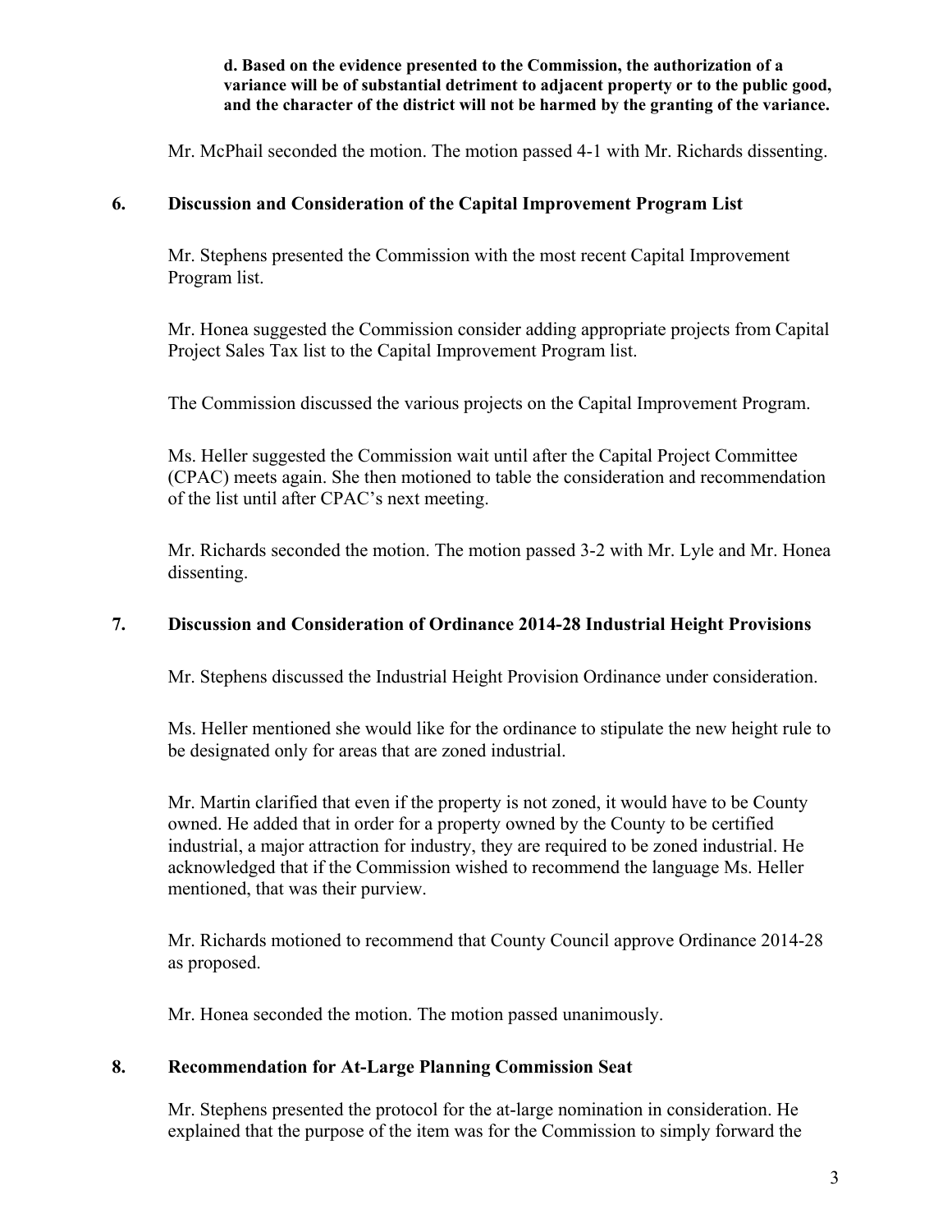**d. Based on the evidence presented to the Commission, the authorization of a variance will be of substantial detriment to adjacent property or to the public good, and the character of the district will not be harmed by the granting of the variance.**

Mr. McPhail seconded the motion. The motion passed 4-1 with Mr. Richards dissenting.

## 6. Discussion and Consideration of the Capital Improvement Program List

Mr. Stephens presented the Commission with the most recent Capital Improvement Program list.

Mr. Honea suggested the Commission consider adding appropriate projects from Capital Project Sales Tax list to the Capital Improvement Program list.

The Commission discussed the various projects on the Capital Improvement Program.

Ms. Heller suggested the Commission wait until after the Capital Project Committee (CPAC) meets again. She then motioned to table the consideration and recommendation of the list until after CPAC's next meeting.

Mr. Richards seconded the motion. The motion passed 3-2 with Mr. Lyle and Mr. Honea dissenting.

## 7. Discussion and Consideration of Ordinance 2014-28 Industrial Height Provisions

Mr. Stephens discussed the Industrial Height Provision Ordinance under consideration.

Ms. Heller mentioned she would like for the ordinance to stipulate the new height rule to be designated only for areas that are zoned industrial.

Mr. Martin clarified that even if the property is not zoned, it would have to be County owned. He added that in order for a property owned by the County to be certified industrial, a major attraction for industry, they are required to be zoned industrial. He acknowledged that if the Commission wished to recommend the language Ms. Heller mentioned, that was their purview.

Mr. Richards motioned to recommend that County Council approve Ordinance 2014-28 as proposed.

Mr. Honea seconded the motion. The motion passed unanimously.

## 8. Recommendation for At-Large Planning Commission Seat

Mr. Stephens presented the protocol for the at-large nomination in consideration. He explained that the purpose of the item was for the Commission to simply forward the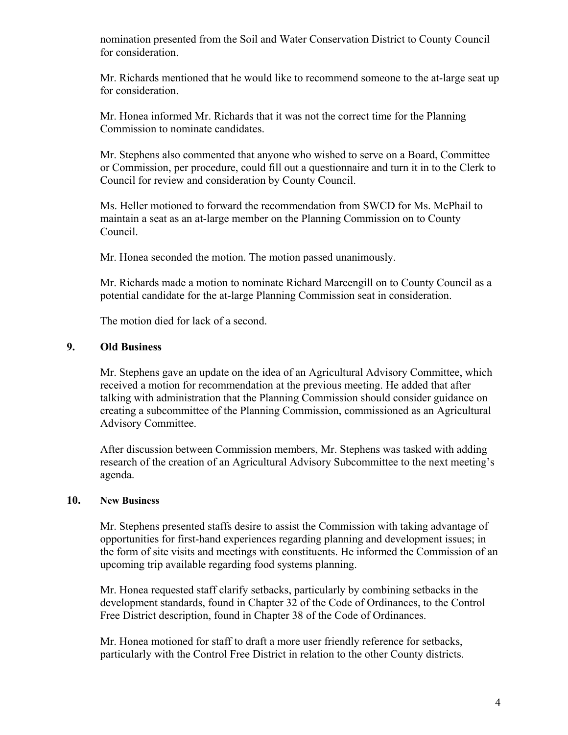nomination presented from the Soil and Water Conservation District to County Council for consideration.

Mr. Richards mentioned that he would like to recommend someone to the at-large seat up for consideration.

Mr. Honea informed Mr. Richards that it was not the correct time for the Planning Commission to nominate candidates.

Mr. Stephens also commented that anyone who wished to serve on a Board, Committee or Commission, per procedure, could fill out a questionnaire and turn it in to the Clerk to Council for review and consideration by County Council.

Ms. Heller motioned to forward the recommendation from SWCD for Ms. McPhail to maintain a seat as an at-large member on the Planning Commission on to County Council.

Mr. Honea seconded the motion. The motion passed unanimously.

Mr. Richards made a motion to nominate Richard Marcengill on to County Council as a potential candidate for the at-large Planning Commission seat in consideration.

The motion died for lack of a second.

## 9. Old Business

Mr. Stephens gave an update on the idea of an Agricultural Advisory Committee, which received a motion for recommendation at the previous meeting. He added that after talking with administration that the Planning Commission should consider guidance on creating a subcommittee of the Planning Commission, commissioned as an Agricultural Advisory Committee.

After discussion between Commission members, Mr. Stephens was tasked with adding research of the creation of an Agricultural Advisory Subcommittee to the next meeting's agenda.

## 10. New Business

Mr. Stephens presented staffs desire to assist the Commission with taking advantage of opportunities for first-hand experiences regarding planning and development issues; in the form of site visits and meetings with constituents. He informed the Commission of an upcoming trip available regarding food systems planning.

Mr. Honea requested staff clarify setbacks, particularly by combining setbacks in the development standards, found in Chapter 32 of the Code of Ordinances, to the Control Free District description, found in Chapter 38 of the Code of Ordinances.

Mr. Honea motioned for staff to draft a more user friendly reference for setbacks, particularly with the Control Free District in relation to the other County districts.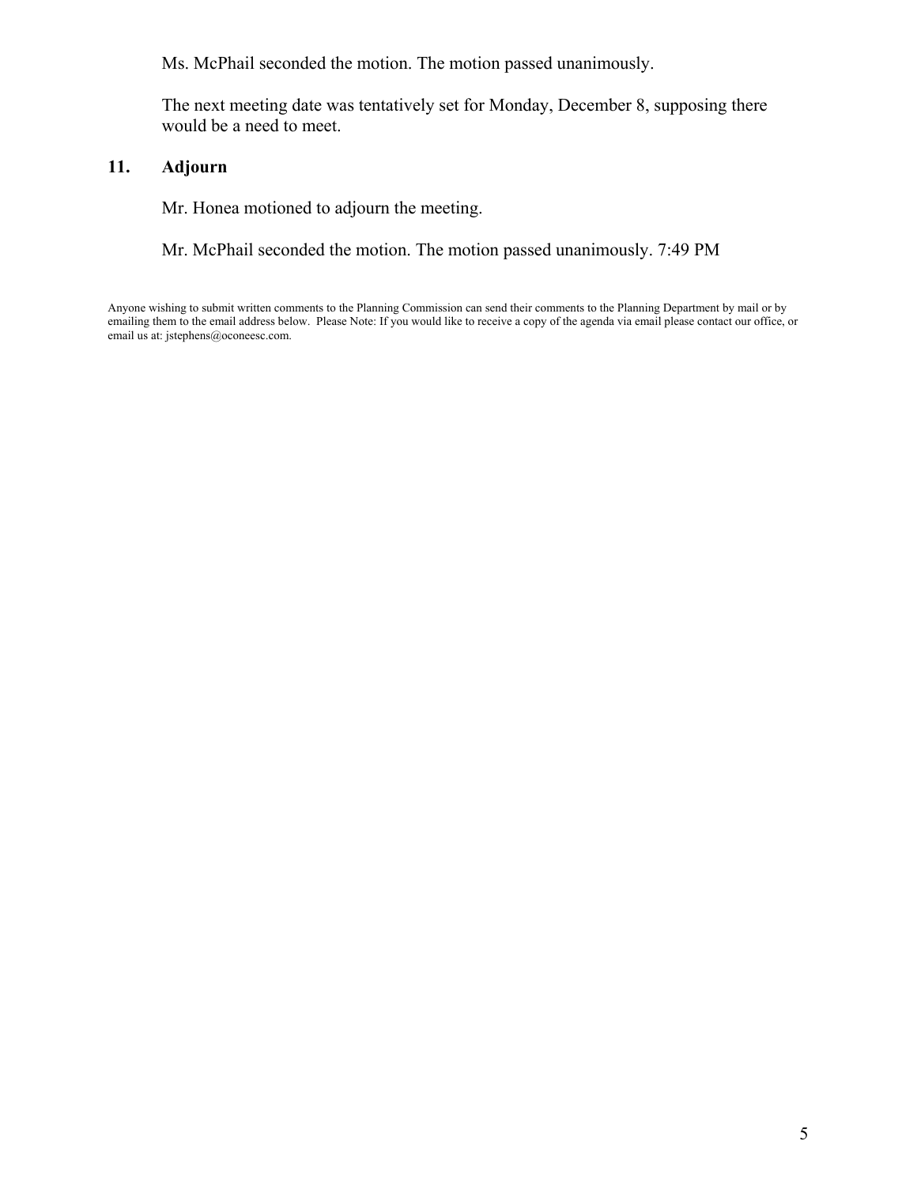Ms. McPhail seconded the motion. The motion passed unanimously.

The next meeting date was tentatively set for Monday, December 8, supposing there would be a need to meet.

## 11. Adjourn

Mr. Honea motioned to adjourn the meeting.

Mr. McPhail seconded the motion. The motion passed unanimously. 7:49 PM

Anyone wishing to submit written comments to the Planning Commission can send their comments to the Planning Department by mail or by emailing them to the email address below. Please Note: If you would like to receive a copy of the agenda via email please contact our office, or email us at: jstephens@oconeesc.com.